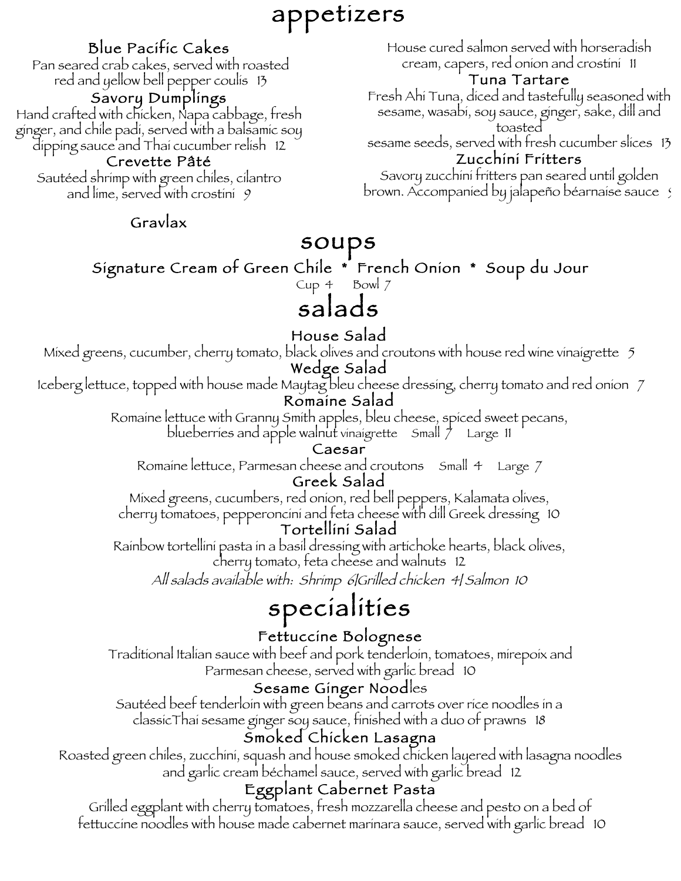# appetizers

### Blue Pacific Cakes
Pan seared crab cakes, served with roasted red and yellow bell pepper coulis 13

### Savory Dumplings
Hand crafted with chicken, Napa cabbage, fresh ginger, and chile padi, served with a balsamic soy dipping sauce and Thai cucumber relish 12

### Crevette Pâté
Sautéed shrimp with green chiles, cilantro and lime, served with crostini 9

### Gravlax
House cured salmon served with horseradish cream, capers, red onion and crostini 11

### Tuna Tartare
Fresh Ahi Tuna, diced and tastefully seasoned with sesame, wasabi, soy sauce, ginger, sake, dill and toasted sesame seeds, served with fresh cucumber slices 13

### Zucchini Fritters
Savory zucchini fritters pan seared until golden brown. Accompanied by jalapeño béarnaise sauce 9

# soups

**Signature Cream of Green Chile * French Onion * Soup du Jour**

Cup 4 Bowl 7

# salads

### House Salad
Mixed greens, cucumber, cherry tomato, black olives and croutons with house red wine vinaigrette 5

### Wedge Salad
Iceberg lettuce, topped with house made Maytag bleu cheese dressing, cherry tomato and red onion 7

### Romaine Salad
Romaine lettuce with Granny Smith apples, bleu cheese, spiced sweet pecans, blueberries and apple walnut vinaigrette Small 7 Large 11

### Caesar
Romaine lettuce, Parmesan cheese and croutons Small 4 Large 7

### Greek Salad
Mixed greens, cucumbers, red onion, red bell peppers, Kalamata olives, cherry tomatoes, pepperoncini and feta cheese with dill Greek dressing 10

### Tortellini Salad
Rainbow tortellini pasta in a basil dressing with artichoke hearts, black olives, cherry tomato, feta cheese and walnuts 12

*All salads available with: Shrimp 6|Grilled chicken 4| Salmon 10*

# specialities

### Fettuccine Bolognese
Traditional Italian sauce with beef and pork tenderloin, tomatoes, mirepoix and Parmesan cheese, served with garlic bread 10

### Sesame Ginger Noodles
Sautéed beef tenderloin with green beans and carrots over rice noodles in a classicThai sesame ginger soy sauce, finished with a duo of prawns 18

### Smoked Chicken Lasagna
Roasted green chiles, zucchini, squash and house smoked chicken layered with lasagna noodles and garlic cream béchamel sauce, served with garlic bread 12

### Eggplant Cabernet Pasta
Grilled eggplant with cherry tomatoes, fresh mozzarella cheese and pesto on a bed of fettuccine noodles with house made cabernet marinara sauce, served with garlic bread 10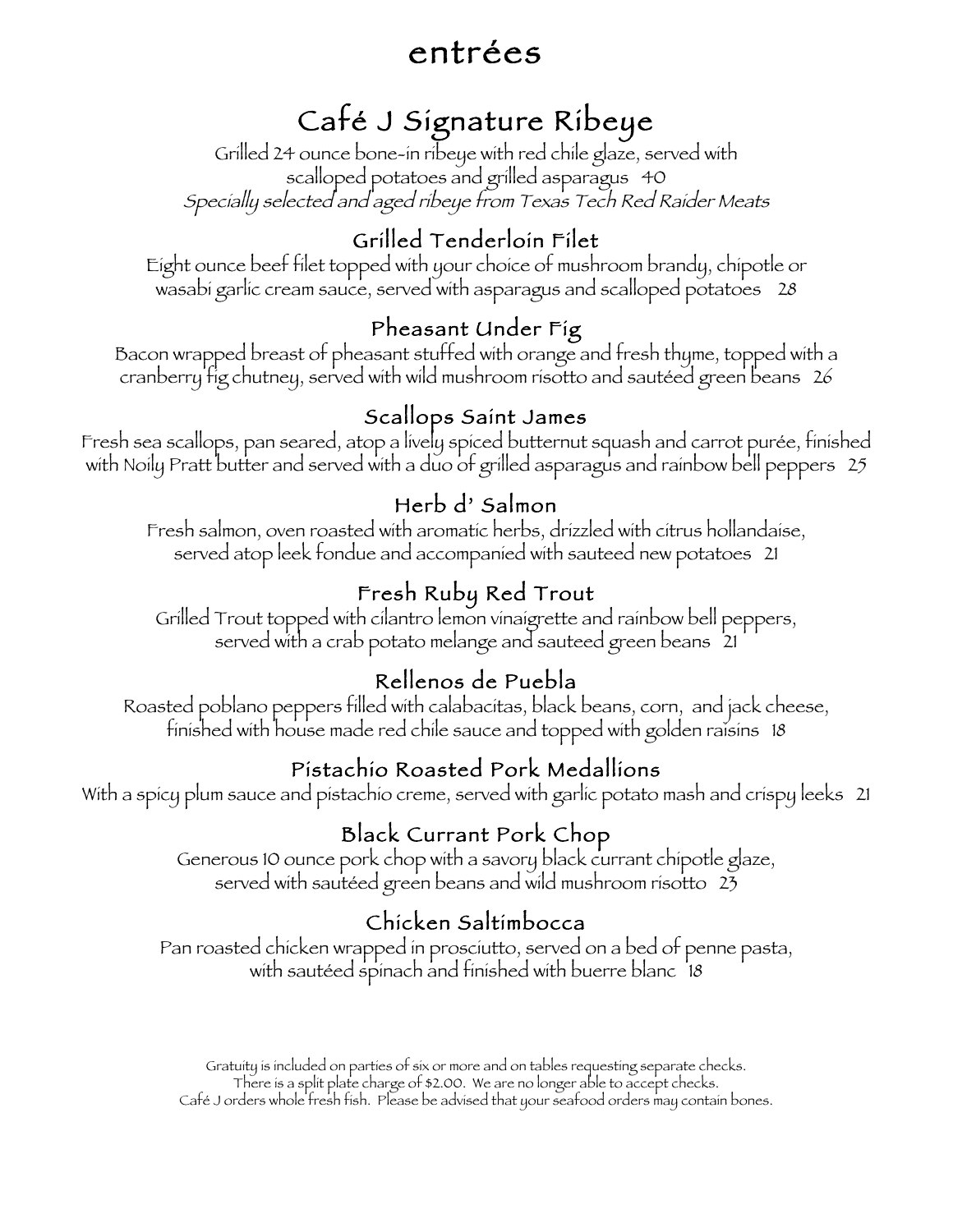# entrées

## Café J Signature Ribeye

Grilled 24 ounce bone-in ribeye with red chile glaze, served with scalloped potatoes and grilled asparagus 40

*Specially selected and aged ribeye from Texas Tech Red Raider Meats*

### Grilled Tenderloin Filet

Eight ounce beef filet topped with your choice of mushroom brandy, chipotle or wasabi garlic cream sauce, served with asparagus and scalloped potatoes 28

### Pheasant Under Fig

Bacon wrapped breast of pheasant stuffed with orange and fresh thyme, topped with a cranberry fig chutney, served with wild mushroom risotto and sautéed green beans 26

### Scallops Saint James

Fresh sea scallops, pan seared, atop a lively spiced butternut squash and carrot purée, finished with Noily Pratt butter and served with a duo of grilled asparagus and rainbow bell peppers 25

### Herb d' Salmon

Fresh salmon, oven roasted with aromatic herbs, drizzled with citrus hollandaise, served atop leek fondue and accompanied with sauteed new potatoes 21

### Fresh Ruby Red Trout

Grilled Trout topped with cilantro lemon vinaigrette and rainbow bell peppers, served with a crab potato melange and sauteed green beans 21

### Rellenos de Puebla

Roasted poblano peppers filled with calabacitas, black beans, corn, and jack cheese, finished with house made red chile sauce and topped with golden raisins 18

### Pistachio Roasted Pork Medallions

With a spicy plum sauce and pistachio creme, served with garlic potato mash and crispy leeks 21

### Black Currant Pork Chop

Generous 10 ounce pork chop with a savory black currant chipotle glaze, served with sautéed green beans and wild mushroom risotto 23

### Chicken Saltimbocca

Pan roasted chicken wrapped in prosciutto, served on a bed of penne pasta, with sautéed spinach and finished with buerre blanc 18

Gratuity is included on parties of six or more and on tables requesting separate checks.
There is a split plate charge of $2.00. We are no longer able to accept checks.
Café J orders whole fresh fish. Please be advised that your seafood orders may contain bones.